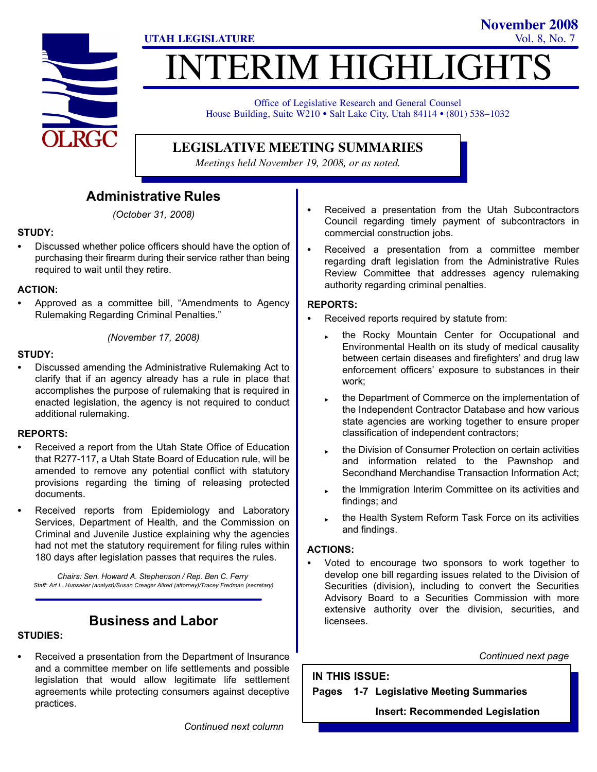UTAH LEGISLATURE

November 2008
Vol. 8, No. 7

# INTERIM HIGHLIGHTS

Office of Legislative Research and General Counsel
House Building, Suite W210 • Salt Lake City, Utah 84114 • (801) 538–1032

## LEGISLATIVE MEETING SUMMARIES

*Meetings held November 19, 2008, or as noted.*

## Administrative Rules

*(October 31, 2008)*

**STUDY:**

- Discussed whether police officers should have the option of purchasing their firearm during their service rather than being required to wait until they retire.

**ACTION:**

- Approved as a committee bill, "Amendments to Agency Rulemaking Regarding Criminal Penalties."

*(November 17, 2008)*

**STUDY:**

- Discussed amending the Administrative Rulemaking Act to clarify that if an agency already has a rule in place that accomplishes the purpose of rulemaking that is required in enacted legislation, the agency is not required to conduct additional rulemaking.

**REPORTS:**

- Received a report from the Utah State Office of Education that R277-117, a Utah State Board of Education rule, will be amended to remove any potential conflict with statutory provisions regarding the timing of releasing protected documents.
- Received reports from Epidemiology and Laboratory Services, Department of Health, and the Commission on Criminal and Juvenile Justice explaining why the agencies had not met the statutory requirement for filing rules within 180 days after legislation passes that requires the rules.

*Chairs: Sen. Howard A. Stephenson / Rep. Ben C. Ferry*
*Staff: Art L. Hunsaker (analyst)/Susan Creager Allred (attorney)/Tracey Fredman (secretary)*

## Business and Labor

**STUDIES:**

- Received a presentation from the Department of Insurance and a committee member on life settlements and possible legislation that would allow legitimate life settlement agreements while protecting consumers against deceptive practices.
- Received a presentation from the Utah Subcontractors Council regarding timely payment of subcontractors in commercial construction jobs.
- Received a presentation from a committee member regarding draft legislation from the Administrative Rules Review Committee that addresses agency rulemaking authority regarding criminal penalties.

**REPORTS:**

- Received reports required by statute from:
  - the Rocky Mountain Center for Occupational and Environmental Health on its study of medical causality between certain diseases and firefighters' and drug law enforcement officers' exposure to substances in their work;
  - the Department of Commerce on the implementation of the Independent Contractor Database and how various state agencies are working together to ensure proper classification of independent contractors;
  - the Division of Consumer Protection on certain activities and information related to the Pawnshop and Secondhand Merchandise Transaction Information Act;
  - the Immigration Interim Committee on its activities and findings; and
  - the Health System Reform Task Force on its activities and findings.

**ACTIONS:**

- Voted to encourage two sponsors to work together to develop one bill regarding issues related to the Division of Securities (division), including to convert the Securities Advisory Board to a Securities Commission with more extensive authority over the division, securities, and licensees.

*Continued next page*

**IN THIS ISSUE:**

**Pages 1-7 Legislative Meeting Summaries**

**Insert: Recommended Legislation**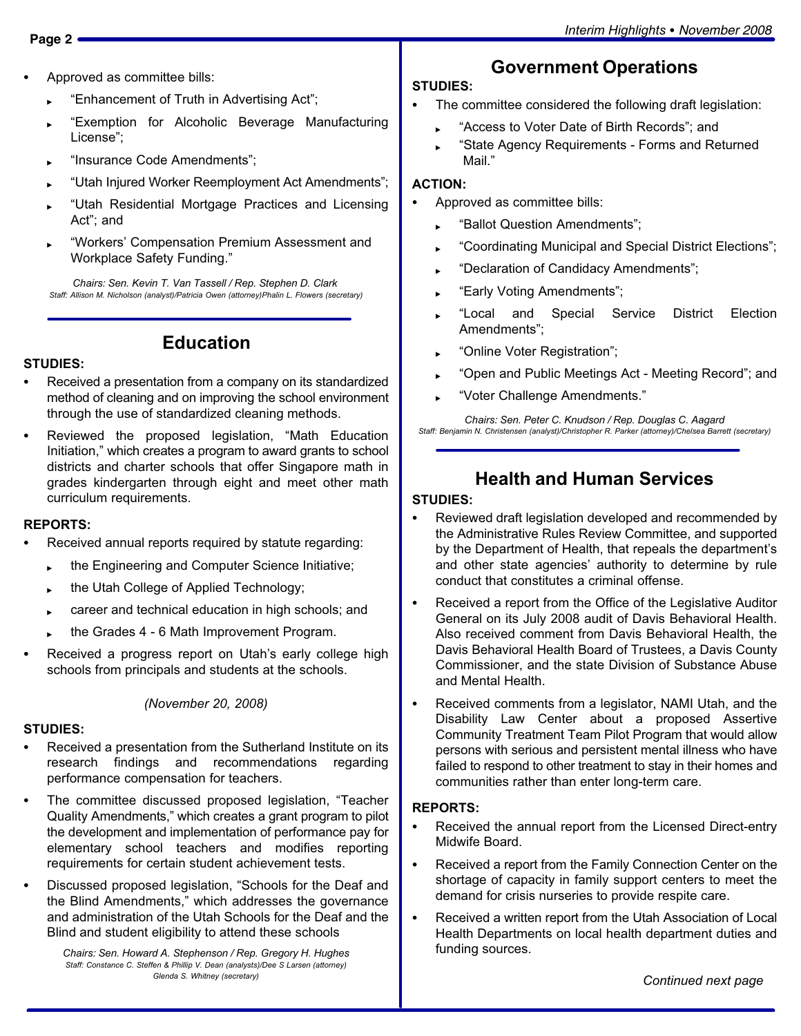- Approved as committee bills:
  - "Enhancement of Truth in Advertising Act";
  - "Exemption for Alcoholic Beverage Manufacturing License";
  - "Insurance Code Amendments";
  - "Utah Injured Worker Reemployment Act Amendments";
  - "Utah Residential Mortgage Practices and Licensing Act"; and
  - "Workers' Compensation Premium Assessment and Workplace Safety Funding."

*Chairs: Sen. Kevin T. Van Tassell / Rep. Stephen D. Clark*
*Staff: Allison M. Nicholson (analyst)/Patricia Owen (attorney)Phalin L. Flowers (secretary)*

## Education

**STUDIES:**

- Received a presentation from a company on its standardized method of cleaning and on improving the school environment through the use of standardized cleaning methods.
- Reviewed the proposed legislation, "Math Education Initiation," which creates a program to award grants to school districts and charter schools that offer Singapore math in grades kindergarten through eight and meet other math curriculum requirements.

**REPORTS:**

- Received annual reports required by statute regarding:
  - the Engineering and Computer Science Initiative;
  - the Utah College of Applied Technology;
  - career and technical education in high schools; and
  - the Grades 4 - 6 Math Improvement Program.
- Received a progress report on Utah's early college high schools from principals and students at the schools.

*(November 20, 2008)*

**STUDIES:**

- Received a presentation from the Sutherland Institute on its research findings and recommendations regarding performance compensation for teachers.
- The committee discussed proposed legislation, "Teacher Quality Amendments," which creates a grant program to pilot the development and implementation of performance pay for elementary school teachers and modifies reporting requirements for certain student achievement tests.
- Discussed proposed legislation, "Schools for the Deaf and the Blind Amendments," which addresses the governance and administration of the Utah Schools for the Deaf and the Blind and student eligibility to attend these schools

*Chairs: Sen. Howard A. Stephenson / Rep. Gregory H. Hughes*
*Staff: Constance C. Steffen & Phillip V. Dean (analysts)/Dee S Larsen (attorney) Glenda S. Whitney (secretary)*

## Government Operations

**STUDIES:**

- The committee considered the following draft legislation:
  - "Access to Voter Date of Birth Records"; and
  - "State Agency Requirements - Forms and Returned Mail."

**ACTION:**

- Approved as committee bills:
  - "Ballot Question Amendments";
  - "Coordinating Municipal and Special District Elections";
  - "Declaration of Candidacy Amendments";
  - "Early Voting Amendments";
  - "Local and Special Service District Election Amendments";
  - "Online Voter Registration";
  - "Open and Public Meetings Act - Meeting Record"; and
  - "Voter Challenge Amendments."

*Chairs: Sen. Peter C. Knudson / Rep. Douglas C. Aagard*
*Staff: Benjamin N. Christensen (analyst)/Christopher R. Parker (attorney)/Chelsea Barrett (secretary)*

## Health and Human Services

**STUDIES:**

- Reviewed draft legislation developed and recommended by the Administrative Rules Review Committee, and supported by the Department of Health, that repeals the department's and other state agencies' authority to determine by rule conduct that constitutes a criminal offense.
- Received a report from the Office of the Legislative Auditor General on its July 2008 audit of Davis Behavioral Health. Also received comment from Davis Behavioral Health, the Davis Behavioral Health Board of Trustees, a Davis County Commissioner, and the state Division of Substance Abuse and Mental Health.
- Received comments from a legislator, NAMI Utah, and the Disability Law Center about a proposed Assertive Community Treatment Team Pilot Program that would allow persons with serious and persistent mental illness who have failed to respond to other treatment to stay in their homes and communities rather than enter long-term care.

**REPORTS:**

- Received the annual report from the Licensed Direct-entry Midwife Board.
- Received a report from the Family Connection Center on the shortage of capacity in family support centers to meet the demand for crisis nurseries to provide respite care.
- Received a written report from the Utah Association of Local Health Departments on local health department duties and funding sources.

*Continued next page*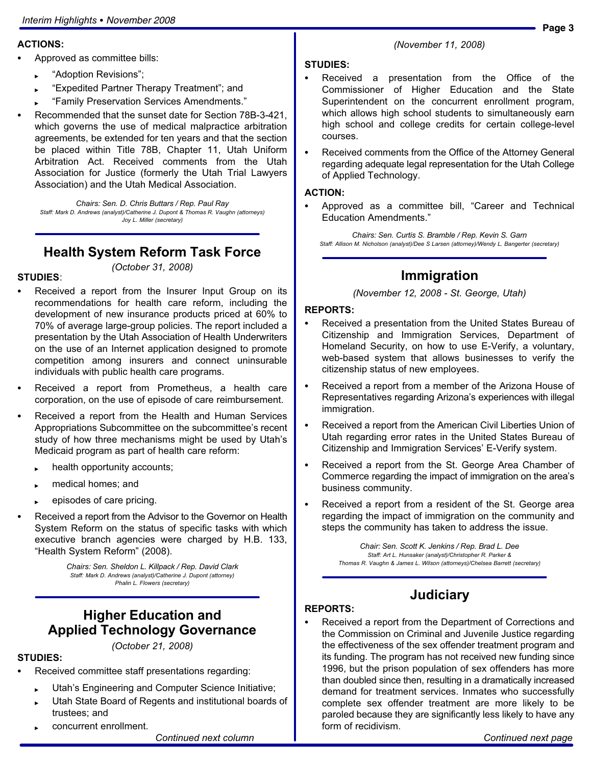**ACTIONS:**

- Approved as committee bills:
  - "Adoption Revisions";
  - "Expedited Partner Therapy Treatment"; and
  - "Family Preservation Services Amendments."
- Recommended that the sunset date for Section 78B-3-421, which governs the use of medical malpractice arbitration agreements, be extended for ten years and that the section be placed within Title 78B, Chapter 11, Utah Uniform Arbitration Act. Received comments from the Utah Association for Justice (formerly the Utah Trial Lawyers Association) and the Utah Medical Association.

*Chairs: Sen. D. Chris Buttars / Rep. Paul Ray*
*Staff: Mark D. Andrews (analyst)/Catherine J. Dupont & Thomas R. Vaughn (attorneys)*
*Joy L. Miller (secretary)*

## Health System Reform Task Force

*(October 31, 2008)*

**STUDIES**:

- Received a report from the Insurer Input Group on its recommendations for health care reform, including the development of new insurance products priced at 60% to 70% of average large-group policies. The report included a presentation by the Utah Association of Health Underwriters on the use of an Internet application designed to promote competition among insurers and connect uninsurable individuals with public health care programs.
- Received a report from Prometheus, a health care corporation, on the use of episode of care reimbursement.
- Received a report from the Health and Human Services Appropriations Subcommittee on the subcommittee's recent study of how three mechanisms might be used by Utah's Medicaid program as part of health care reform:
  - health opportunity accounts;
  - medical homes; and
  - episodes of care pricing.
- Received a report from the Advisor to the Governor on Health System Reform on the status of specific tasks with which executive branch agencies were charged by H.B. 133, "Health System Reform" (2008).

*Chairs: Sen. Sheldon L. Killpack / Rep. David Clark*
*Staff: Mark D. Andrews (analyst)/Catherine J. Dupont (attorney)*
*Phalin L. Flowers (secretary)*

## Higher Education and Applied Technology Governance

*(October 21, 2008)*

**STUDIES:**

- Received committee staff presentations regarding:
  - Utah's Engineering and Computer Science Initiative;
  - Utah State Board of Regents and institutional boards of trustees; and
  - concurrent enrollment.

*(November 11, 2008)*

**STUDIES:**

- Received a presentation from the Office of the Commissioner of Higher Education and the State Superintendent on the concurrent enrollment program, which allows high school students to simultaneously earn high school and college credits for certain college-level courses.
- Received comments from the Office of the Attorney General regarding adequate legal representation for the Utah College of Applied Technology.

**ACTION:**

- Approved as a committee bill, "Career and Technical Education Amendments."

*Chairs: Sen. Curtis S. Bramble / Rep. Kevin S. Garn*
*Staff: Allison M. Nicholson (analyst)/Dee S Larsen (attorney)/Wendy L. Bangerter (secretary)*

## Immigration

*(November 12, 2008 - St. George, Utah)*

**REPORTS:**

- Received a presentation from the United States Bureau of Citizenship and Immigration Services, Department of Homeland Security, on how to use E-Verify, a voluntary, web-based system that allows businesses to verify the citizenship status of new employees.
- Received a report from a member of the Arizona House of Representatives regarding Arizona's experiences with illegal immigration.
- Received a report from the American Civil Liberties Union of Utah regarding error rates in the United States Bureau of Citizenship and Immigration Services' E-Verify system.
- Received a report from the St. George Area Chamber of Commerce regarding the impact of immigration on the area's business community.
- Received a report from a resident of the St. George area regarding the impact of immigration on the community and steps the community has taken to address the issue.

*Chair: Sen. Scott K. Jenkins / Rep. Brad L. Dee*
*Staff: Art L. Hunsaker (analyst)/Christopher R. Parker &*
*Thomas R. Vaughn & James L. Wilson (attorneys)/Chelsea Barrett (secretary)*

## Judiciary

**REPORTS:**

- Received a report from the Department of Corrections and the Commission on Criminal and Juvenile Justice regarding the effectiveness of the sex offender treatment program and its funding. The program has not received new funding since 1996, but the prison population of sex offenders has more than doubled since then, resulting in a dramatically increased demand for treatment services. Inmates who successfully complete sex offender treatment are more likely to be paroled because they are significantly less likely to have any form of recidivism.

*Continued next page*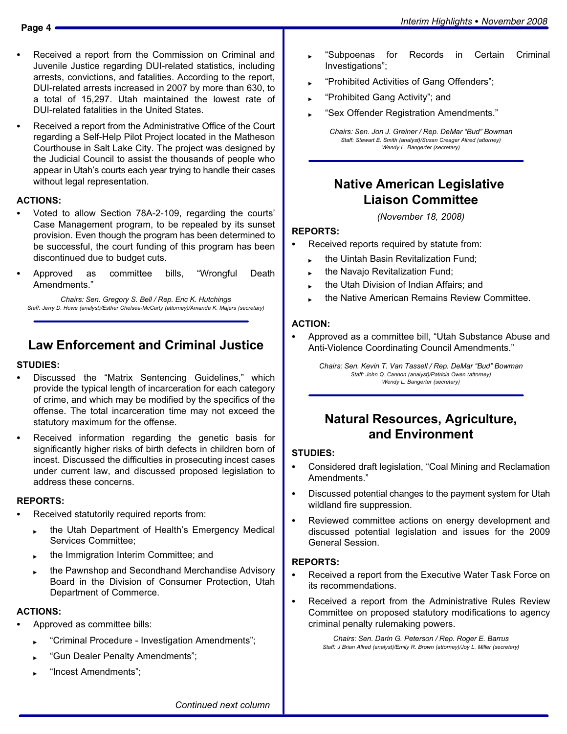- Received a report from the Commission on Criminal and Juvenile Justice regarding DUI-related statistics, including arrests, convictions, and fatalities. According to the report, DUI-related arrests increased in 2007 by more than 630, to a total of 15,297. Utah maintained the lowest rate of DUI-related fatalities in the United States.
- Received a report from the Administrative Office of the Court regarding a Self-Help Pilot Project located in the Matheson Courthouse in Salt Lake City. The project was designed by the Judicial Council to assist the thousands of people who appear in Utah's courts each year trying to handle their cases without legal representation.

**ACTIONS:**

- Voted to allow Section 78A-2-109, regarding the courts' Case Management program, to be repealed by its sunset provision. Even though the program has been determined to be successful, the court funding of this program has been discontinued due to budget cuts.
- Approved as committee bills, "Wrongful Death Amendments."

*Chairs: Sen. Gregory S. Bell / Rep. Eric K. Hutchings*
*Staff: Jerry D. Howe (analyst)/Esther Chelsea-McCarty (attorney)/Amanda K. Majers (secretary)*

## Law Enforcement and Criminal Justice

**STUDIES:**

- Discussed the "Matrix Sentencing Guidelines," which provide the typical length of incarceration for each category of crime, and which may be modified by the specifics of the offense. The total incarceration time may not exceed the statutory maximum for the offense.
- Received information regarding the genetic basis for significantly higher risks of birth defects in children born of incest. Discussed the difficulties in prosecuting incest cases under current law, and discussed proposed legislation to address these concerns.

**REPORTS:**

- Received statutorily required reports from:
  - the Utah Department of Health's Emergency Medical Services Committee;
  - the Immigration Interim Committee; and
  - the Pawnshop and Secondhand Merchandise Advisory Board in the Division of Consumer Protection, Utah Department of Commerce.

**ACTIONS:**

- Approved as committee bills:
  - "Criminal Procedure - Investigation Amendments";
  - "Gun Dealer Penalty Amendments";
  - "Incest Amendments";
  - "Subpoenas for Records in Certain Criminal Investigations";
  - "Prohibited Activities of Gang Offenders";
  - "Prohibited Gang Activity"; and
  - "Sex Offender Registration Amendments."

*Chairs: Sen. Jon J. Greiner / Rep. DeMar "Bud" Bowman*
*Staff: Stewart E. Smith (analyst)/Susan Creager Allred (attorney)*
*Wendy L. Bangerter (secretary)*

## Native American Legislative Liaison Committee

*(November 18, 2008)*

**REPORTS:**

- Received reports required by statute from:
  - the Uintah Basin Revitalization Fund;
  - the Navajo Revitalization Fund;
  - the Utah Division of Indian Affairs; and
  - the Native American Remains Review Committee.

**ACTION:**

- Approved as a committee bill, "Utah Substance Abuse and Anti-Violence Coordinating Council Amendments."

*Chairs: Sen. Kevin T. Van Tassell / Rep. DeMar "Bud" Bowman*
*Staff: John Q. Cannon (analyst)/Patricia Owen (attorney)*
*Wendy L. Bangerter (secretary)*

## Natural Resources, Agriculture, and Environment

**STUDIES:**

- Considered draft legislation, "Coal Mining and Reclamation Amendments."
- Discussed potential changes to the payment system for Utah wildland fire suppression.
- Reviewed committee actions on energy development and discussed potential legislation and issues for the 2009 General Session.

**REPORTS:**

- Received a report from the Executive Water Task Force on its recommendations.
- Received a report from the Administrative Rules Review Committee on proposed statutory modifications to agency criminal penalty rulemaking powers.

*Chairs: Sen. Darin G. Peterson / Rep. Roger E. Barrus*
*Staff: J Brian Allred (analyst)/Emily R. Brown (attorney)/Joy L. Miller (secretary)*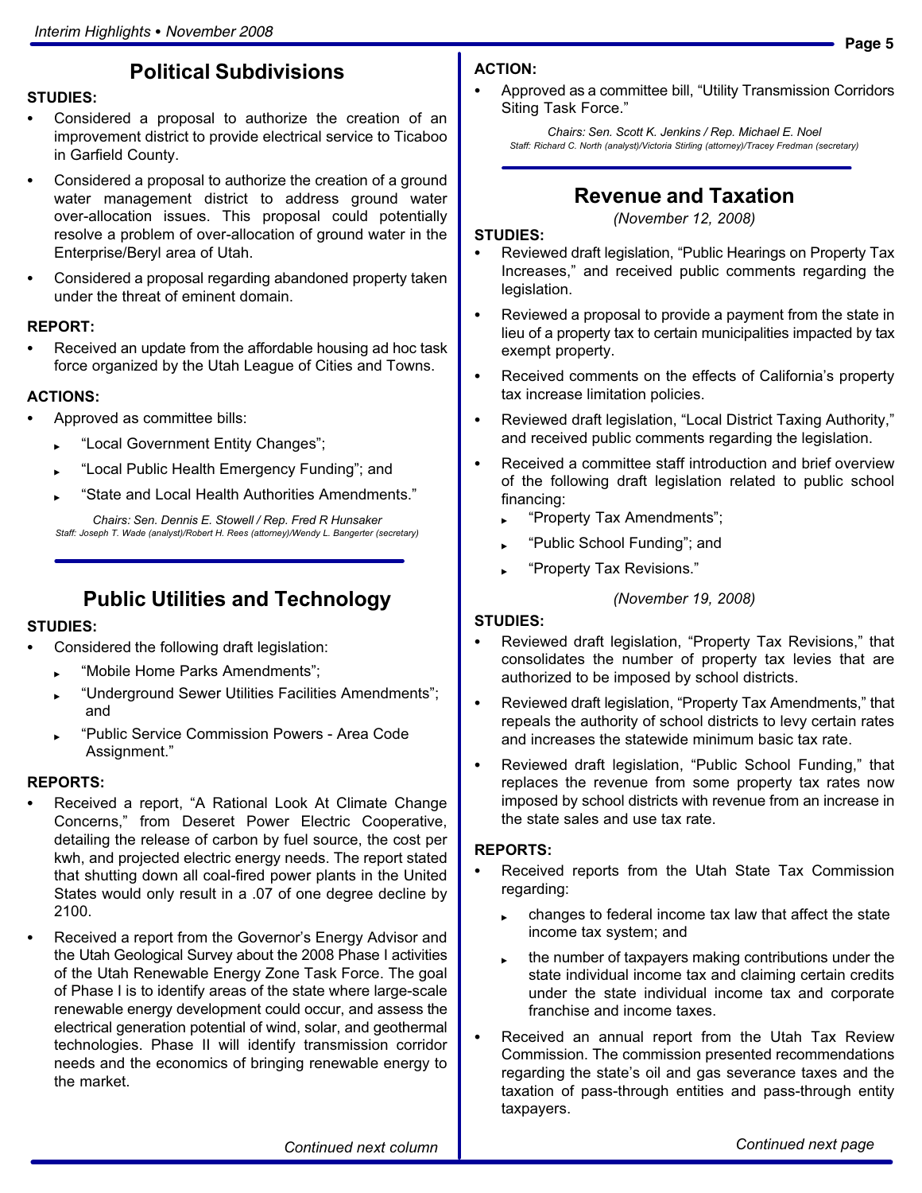## Political Subdivisions

**STUDIES:**

- Considered a proposal to authorize the creation of an improvement district to provide electrical service to Ticaboo in Garfield County.
- Considered a proposal to authorize the creation of a ground water management district to address ground water over-allocation issues. This proposal could potentially resolve a problem of over-allocation of ground water in the Enterprise/Beryl area of Utah.
- Considered a proposal regarding abandoned property taken under the threat of eminent domain.

**REPORT:**

- Received an update from the affordable housing ad hoc task force organized by the Utah League of Cities and Towns.

**ACTIONS:**

- Approved as committee bills:
  - "Local Government Entity Changes";
  - "Local Public Health Emergency Funding"; and
  - "State and Local Health Authorities Amendments."

*Chairs: Sen. Dennis E. Stowell / Rep. Fred R Hunsaker*
*Staff: Joseph T. Wade (analyst)/Robert H. Rees (attorney)/Wendy L. Bangerter (secretary)*

## Public Utilities and Technology

**STUDIES:**

- Considered the following draft legislation:
  - "Mobile Home Parks Amendments";
  - "Underground Sewer Utilities Facilities Amendments"; and
  - "Public Service Commission Powers - Area Code Assignment."

**REPORTS:**

- Received a report, "A Rational Look At Climate Change Concerns," from Deseret Power Electric Cooperative, detailing the release of carbon by fuel source, the cost per kwh, and projected electric energy needs. The report stated that shutting down all coal-fired power plants in the United States would only result in a .07 of one degree decline by 2100.
- Received a report from the Governor's Energy Advisor and the Utah Geological Survey about the 2008 Phase I activities of the Utah Renewable Energy Zone Task Force. The goal of Phase I is to identify areas of the state where large-scale renewable energy development could occur, and assess the electrical generation potential of wind, solar, and geothermal technologies. Phase II will identify transmission corridor needs and the economics of bringing renewable energy to the market.

**ACTION:**

- Approved as a committee bill, "Utility Transmission Corridors Siting Task Force."

*Chairs: Sen. Scott K. Jenkins / Rep. Michael E. Noel*
*Staff: Richard C. North (analyst)/Victoria Stirling (attorney)/Tracey Fredman (secretary)*

## Revenue and Taxation

*(November 12, 2008)*

**STUDIES:**

- Reviewed draft legislation, "Public Hearings on Property Tax Increases," and received public comments regarding the legislation.
- Reviewed a proposal to provide a payment from the state in lieu of a property tax to certain municipalities impacted by tax exempt property.
- Received comments on the effects of California's property tax increase limitation policies.
- Reviewed draft legislation, "Local District Taxing Authority," and received public comments regarding the legislation.
- Received a committee staff introduction and brief overview of the following draft legislation related to public school financing:
  - "Property Tax Amendments";
  - "Public School Funding"; and
  - "Property Tax Revisions."

*(November 19, 2008)*

**STUDIES:**

- Reviewed draft legislation, "Property Tax Revisions," that consolidates the number of property tax levies that are authorized to be imposed by school districts.
- Reviewed draft legislation, "Property Tax Amendments," that repeals the authority of school districts to levy certain rates and increases the statewide minimum basic tax rate.
- Reviewed draft legislation, "Public School Funding," that replaces the revenue from some property tax rates now imposed by school districts with revenue from an increase in the state sales and use tax rate.

**REPORTS:**

- Received reports from the Utah State Tax Commission regarding:
  - changes to federal income tax law that affect the state income tax system; and
  - the number of taxpayers making contributions under the state individual income tax and claiming certain credits under the state individual income tax and corporate franchise and income taxes.
- Received an annual report from the Utah Tax Review Commission. The commission presented recommendations regarding the state's oil and gas severance taxes and the taxation of pass-through entities and pass-through entity taxpayers.

*Continued next page*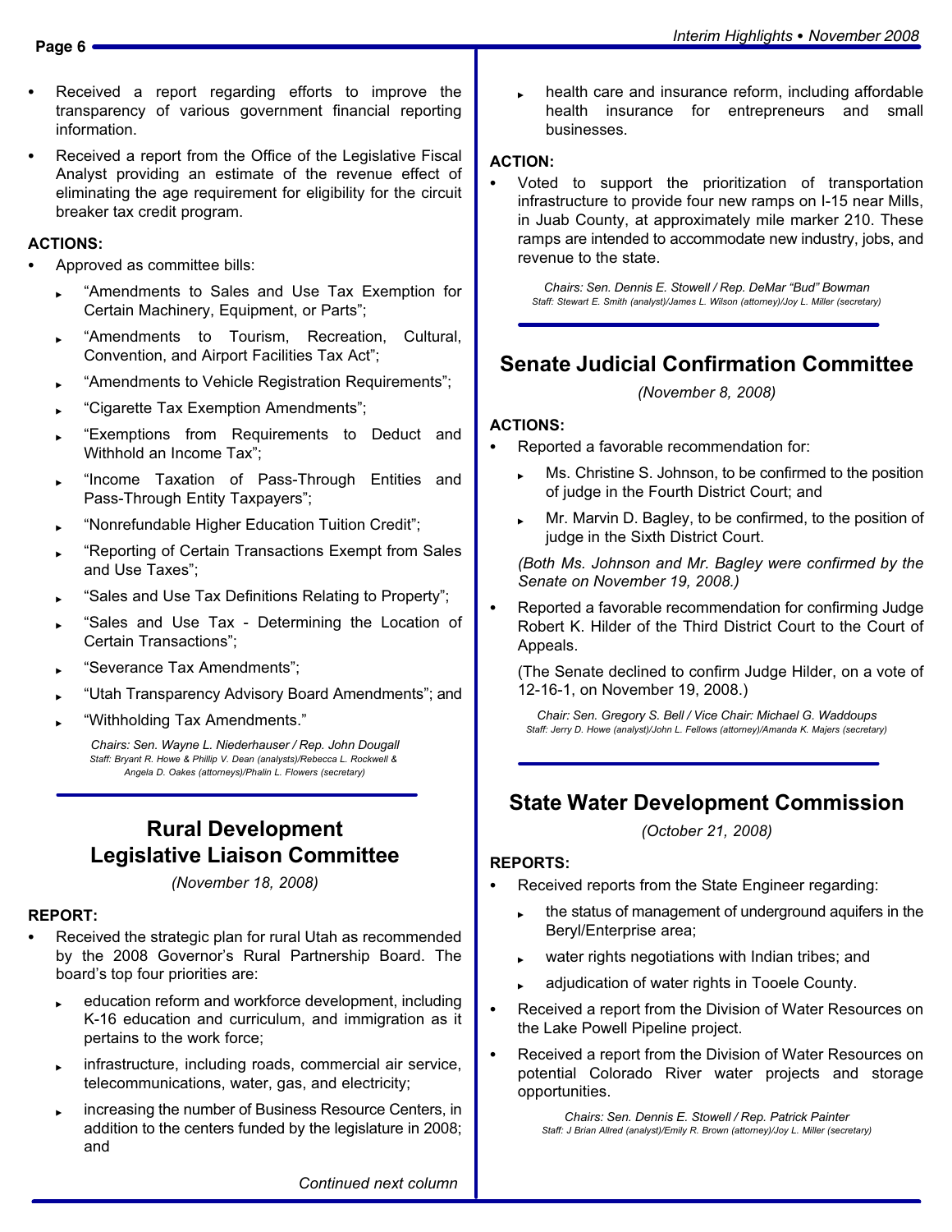- Received a report regarding efforts to improve the transparency of various government financial reporting information.
- Received a report from the Office of the Legislative Fiscal Analyst providing an estimate of the revenue effect of eliminating the age requirement for eligibility for the circuit breaker tax credit program.

**ACTIONS:**

- Approved as committee bills:
  - "Amendments to Sales and Use Tax Exemption for Certain Machinery, Equipment, or Parts";
  - "Amendments to Tourism, Recreation, Cultural, Convention, and Airport Facilities Tax Act";
  - "Amendments to Vehicle Registration Requirements";
  - "Cigarette Tax Exemption Amendments";
  - "Exemptions from Requirements to Deduct and Withhold an Income Tax";
  - "Income Taxation of Pass-Through Entities and Pass-Through Entity Taxpayers";
  - "Nonrefundable Higher Education Tuition Credit";
  - "Reporting of Certain Transactions Exempt from Sales and Use Taxes";
  - "Sales and Use Tax Definitions Relating to Property";
  - "Sales and Use Tax - Determining the Location of Certain Transactions";
  - "Severance Tax Amendments";
  - "Utah Transparency Advisory Board Amendments"; and
  - "Withholding Tax Amendments."

*Chairs: Sen. Wayne L. Niederhauser / Rep. John Dougall*
*Staff: Bryant R. Howe & Phillip V. Dean (analysts)/Rebecca L. Rockwell & Angela D. Oakes (attorneys)/Phalin L. Flowers (secretary)*

## Rural Development Legislative Liaison Committee

*(November 18, 2008)*

**REPORT:**

- Received the strategic plan for rural Utah as recommended by the 2008 Governor's Rural Partnership Board. The board's top four priorities are:
  - education reform and workforce development, including K-16 education and curriculum, and immigration as it pertains to the work force;
  - infrastructure, including roads, commercial air service, telecommunications, water, gas, and electricity;
  - increasing the number of Business Resource Centers, in addition to the centers funded by the legislature in 2008; and
  - health care and insurance reform, including affordable health insurance for entrepreneurs and small businesses.

**ACTION:**

- Voted to support the prioritization of transportation infrastructure to provide four new ramps on I-15 near Mills, in Juab County, at approximately mile marker 210. These ramps are intended to accommodate new industry, jobs, and revenue to the state.

*Chairs: Sen. Dennis E. Stowell / Rep. DeMar "Bud" Bowman*
*Staff: Stewart E. Smith (analyst)/James L. Wilson (attorney)/Joy L. Miller (secretary)*

## Senate Judicial Confirmation Committee

*(November 8, 2008)*

**ACTIONS:**

- Reported a favorable recommendation for:
  - Ms. Christine S. Johnson, to be confirmed to the position of judge in the Fourth District Court; and
  - Mr. Marvin D. Bagley, to be confirmed, to the position of judge in the Sixth District Court.

  *(Both Ms. Johnson and Mr. Bagley were confirmed by the Senate on November 19, 2008.)*

- Reported a favorable recommendation for confirming Judge Robert K. Hilder of the Third District Court to the Court of Appeals.

  (The Senate declined to confirm Judge Hilder, on a vote of 12-16-1, on November 19, 2008.)

*Chair: Sen. Gregory S. Bell / Vice Chair: Michael G. Waddoups*
*Staff: Jerry D. Howe (analyst)/John L. Fellows (attorney)/Amanda K. Majers (secretary)*

## State Water Development Commission

*(October 21, 2008)*

**REPORTS:**

- Received reports from the State Engineer regarding:
  - the status of management of underground aquifers in the Beryl/Enterprise area;
  - water rights negotiations with Indian tribes; and
  - adjudication of water rights in Tooele County.
- Received a report from the Division of Water Resources on the Lake Powell Pipeline project.
- Received a report from the Division of Water Resources on potential Colorado River water projects and storage opportunities.

*Chairs: Sen. Dennis E. Stowell / Rep. Patrick Painter*
*Staff: J Brian Allred (analyst)/Emily R. Brown (attorney)/Joy L. Miller (secretary)*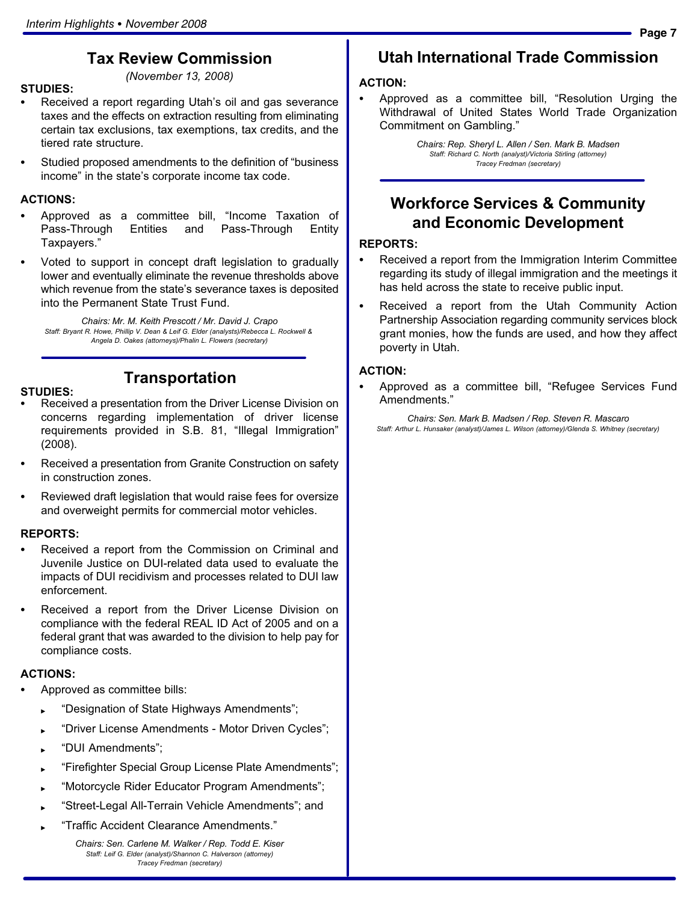## Tax Review Commission

*(November 13, 2008)*

**STUDIES:**

- Received a report regarding Utah's oil and gas severance taxes and the effects on extraction resulting from eliminating certain tax exclusions, tax exemptions, tax credits, and the tiered rate structure.
- Studied proposed amendments to the definition of "business income" in the state's corporate income tax code.

**ACTIONS:**

- Approved as a committee bill, "Income Taxation of Pass-Through Entities and Pass-Through Entity Taxpayers."
- Voted to support in concept draft legislation to gradually lower and eventually eliminate the revenue thresholds above which revenue from the state's severance taxes is deposited into the Permanent State Trust Fund.

*Chairs: Mr. M. Keith Prescott / Mr. David J. Crapo*
*Staff: Bryant R. Howe, Phillip V. Dean & Leif G. Elder (analysts)/Rebecca L. Rockwell & Angela D. Oakes (attorneys)/Phalin L. Flowers (secretary)*

## Transportation

**STUDIES:**

- Received a presentation from the Driver License Division on concerns regarding implementation of driver license requirements provided in S.B. 81, "Illegal Immigration" (2008).
- Received a presentation from Granite Construction on safety in construction zones.
- Reviewed draft legislation that would raise fees for oversize and overweight permits for commercial motor vehicles.

**REPORTS:**

- Received a report from the Commission on Criminal and Juvenile Justice on DUI-related data used to evaluate the impacts of DUI recidivism and processes related to DUI law enforcement.
- Received a report from the Driver License Division on compliance with the federal REAL ID Act of 2005 and on a federal grant that was awarded to the division to help pay for compliance costs.

**ACTIONS:**

- Approved as committee bills:
  - "Designation of State Highways Amendments";
  - "Driver License Amendments - Motor Driven Cycles";
  - "DUI Amendments";
  - "Firefighter Special Group License Plate Amendments";
  - "Motorcycle Rider Educator Program Amendments";
  - "Street-Legal All-Terrain Vehicle Amendments"; and
  - "Traffic Accident Clearance Amendments."

*Chairs: Sen. Carlene M. Walker / Rep. Todd E. Kiser*
*Staff: Leif G. Elder (analyst)/Shannon C. Halverson (attorney)*
*Tracey Fredman (secretary)*

## Utah International Trade Commission

**ACTION:**

- Approved as a committee bill, "Resolution Urging the Withdrawal of United States World Trade Organization Commitment on Gambling."

*Chairs: Rep. Sheryl L. Allen / Sen. Mark B. Madsen*
*Staff: Richard C. North (analyst)/Victoria Stirling (attorney)*
*Tracey Fredman (secretary)*

## Workforce Services & Community and Economic Development

**REPORTS:**

- Received a report from the Immigration Interim Committee regarding its study of illegal immigration and the meetings it has held across the state to receive public input.
- Received a report from the Utah Community Action Partnership Association regarding community services block grant monies, how the funds are used, and how they affect poverty in Utah.

**ACTION:**

- Approved as a committee bill, "Refugee Services Fund Amendments."

*Chairs: Sen. Mark B. Madsen / Rep. Steven R. Mascaro*
*Staff: Arthur L. Hunsaker (analyst)/James L. Wilson (attorney)/Glenda S. Whitney (secretary)*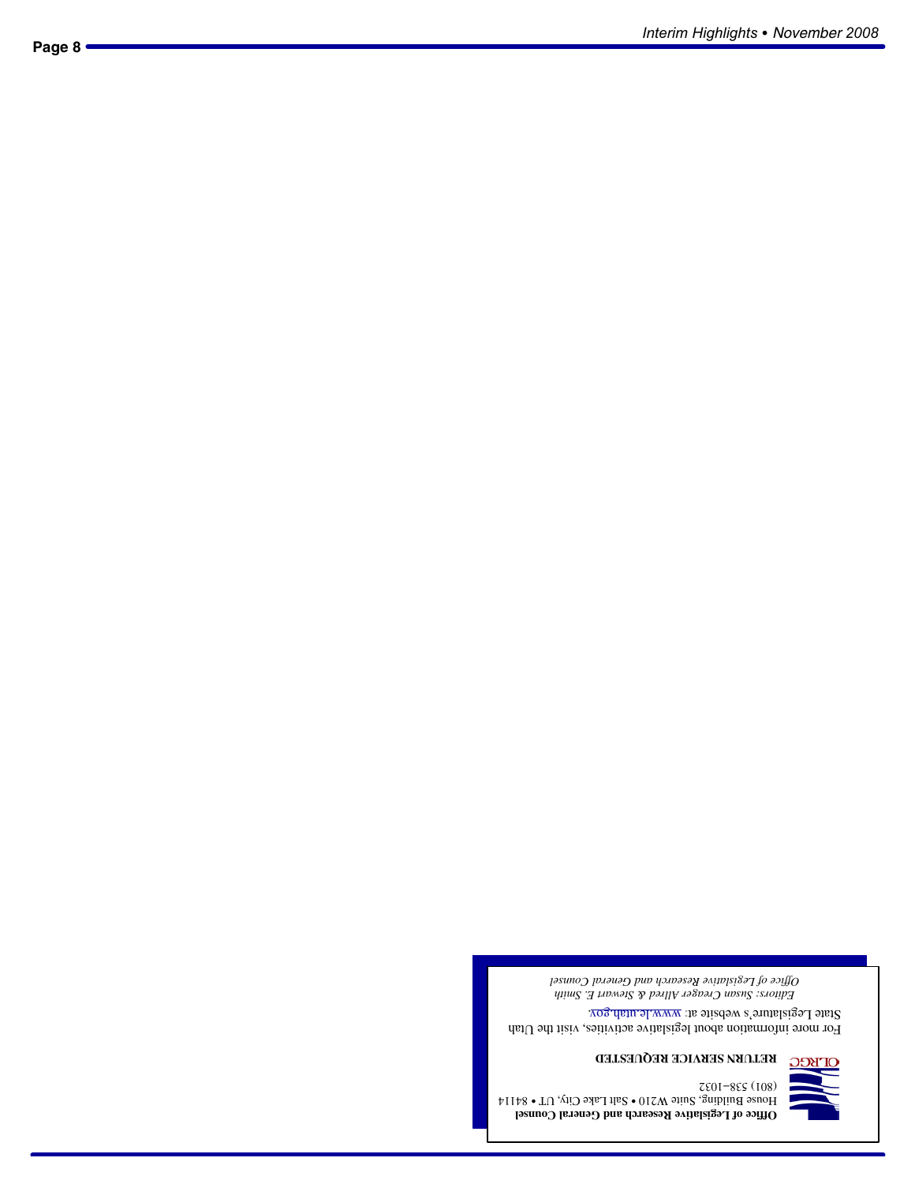**Office of Legislative Research and General Counsel**
House Building, Suite W210 • Salt Lake City, UT • 84114
(801) 538-1032

OLRGC

**RETURN SERVICE REQUESTED**

For more information about legislative activities, visit the Utah State Legislature's website at: www.le.utah.gov.

*Editors: Susan Creager Allred & Stewart E. Smith*
*Office of Legislative Research and General Counsel*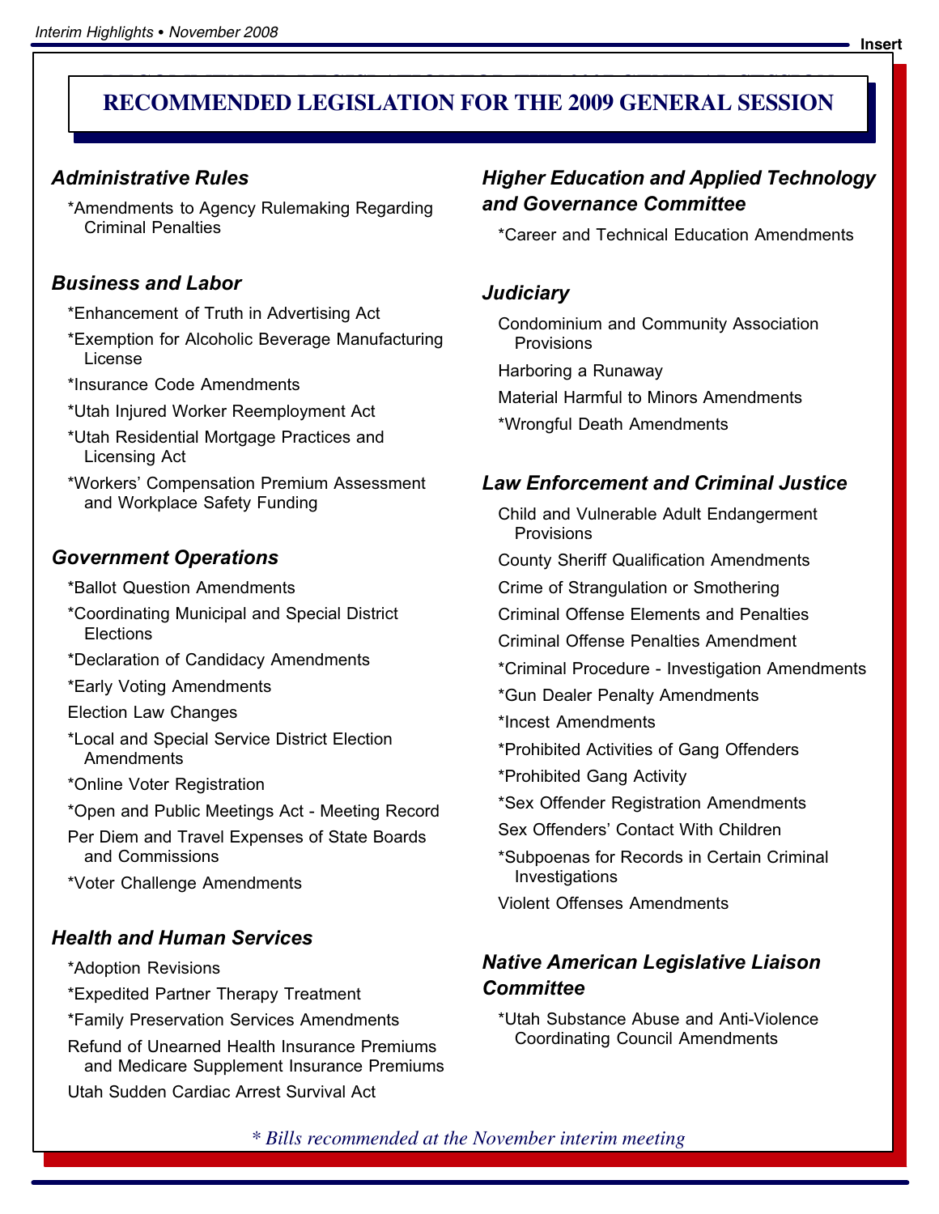# RECOMMENDED LEGISLATION FOR THE 2009 GENERAL SESSION

### *Administrative Rules*

*Amendments to Agency Rulemaking Regarding Criminal Penalties

### *Business and Labor*

*Enhancement of Truth in Advertising Act

*Exemption for Alcoholic Beverage Manufacturing License

*Insurance Code Amendments

*Utah Injured Worker Reemployment Act

*Utah Residential Mortgage Practices and Licensing Act

*Workers' Compensation Premium Assessment and Workplace Safety Funding

### *Government Operations*

*Ballot Question Amendments

*Coordinating Municipal and Special District Elections

*Declaration of Candidacy Amendments

*Early Voting Amendments

Election Law Changes

*Local and Special Service District Election Amendments

*Online Voter Registration

*Open and Public Meetings Act - Meeting Record

Per Diem and Travel Expenses of State Boards and Commissions

*Voter Challenge Amendments

### *Health and Human Services*

*Adoption Revisions

*Expedited Partner Therapy Treatment

*Family Preservation Services Amendments

Refund of Unearned Health Insurance Premiums and Medicare Supplement Insurance Premiums

Utah Sudden Cardiac Arrest Survival Act

### *Higher Education and Applied Technology and Governance Committee*

*Career and Technical Education Amendments

### *Judiciary*

Condominium and Community Association Provisions

Harboring a Runaway

Material Harmful to Minors Amendments

*Wrongful Death Amendments

### *Law Enforcement and Criminal Justice*

Child and Vulnerable Adult Endangerment Provisions

County Sheriff Qualification Amendments

Crime of Strangulation or Smothering

Criminal Offense Elements and Penalties

Criminal Offense Penalties Amendment

*Criminal Procedure - Investigation Amendments

*Gun Dealer Penalty Amendments

*Incest Amendments

*Prohibited Activities of Gang Offenders

*Prohibited Gang Activity

*Sex Offender Registration Amendments

Sex Offenders' Contact With Children

*Subpoenas for Records in Certain Criminal Investigations

Violent Offenses Amendments

### *Native American Legislative Liaison Committee*

*Utah Substance Abuse and Anti-Violence Coordinating Council Amendments

*\* Bills recommended at the November interim meeting*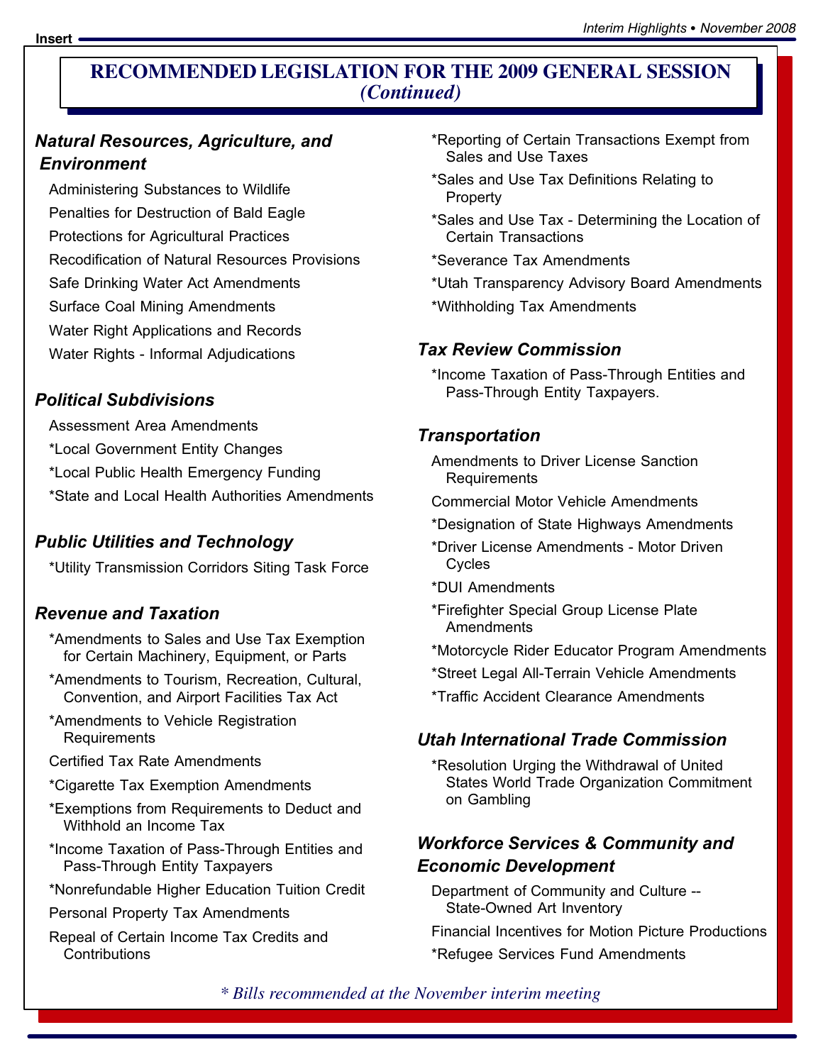# RECOMMENDED LEGISLATION FOR THE 2009 GENERAL SESSION *(Continued)*

### *Natural Resources, Agriculture, and Environment*

Administering Substances to Wildlife

Penalties for Destruction of Bald Eagle

Protections for Agricultural Practices

Recodification of Natural Resources Provisions

Safe Drinking Water Act Amendments

Surface Coal Mining Amendments

Water Right Applications and Records

Water Rights - Informal Adjudications

### *Political Subdivisions*

Assessment Area Amendments

*Local Government Entity Changes

*Local Public Health Emergency Funding

*State and Local Health Authorities Amendments

### *Public Utilities and Technology*

*Utility Transmission Corridors Siting Task Force

### *Revenue and Taxation*

*Amendments to Sales and Use Tax Exemption for Certain Machinery, Equipment, or Parts

*Amendments to Tourism, Recreation, Cultural, Convention, and Airport Facilities Tax Act

*Amendments to Vehicle Registration Requirements

Certified Tax Rate Amendments

*Cigarette Tax Exemption Amendments

*Exemptions from Requirements to Deduct and Withhold an Income Tax

*Income Taxation of Pass-Through Entities and Pass-Through Entity Taxpayers

*Nonrefundable Higher Education Tuition Credit

Personal Property Tax Amendments

Repeal of Certain Income Tax Credits and Contributions

*Reporting of Certain Transactions Exempt from Sales and Use Taxes

*Sales and Use Tax Definitions Relating to Property

*Sales and Use Tax - Determining the Location of Certain Transactions

*Severance Tax Amendments

*Utah Transparency Advisory Board Amendments

*Withholding Tax Amendments

### *Tax Review Commission*

*Income Taxation of Pass-Through Entities and Pass-Through Entity Taxpayers.

### *Transportation*

Amendments to Driver License Sanction Requirements

Commercial Motor Vehicle Amendments

*Designation of State Highways Amendments

*Driver License Amendments - Motor Driven Cycles

*DUI Amendments

*Firefighter Special Group License Plate Amendments

*Motorcycle Rider Educator Program Amendments

*Street Legal All-Terrain Vehicle Amendments

*Traffic Accident Clearance Amendments

### *Utah International Trade Commission*

*Resolution Urging the Withdrawal of United States World Trade Organization Commitment on Gambling

### *Workforce Services & Community and Economic Development*

Department of Community and Culture -- State-Owned Art Inventory

Financial Incentives for Motion Picture Productions

*Refugee Services Fund Amendments

*\* Bills recommended at the November interim meeting*